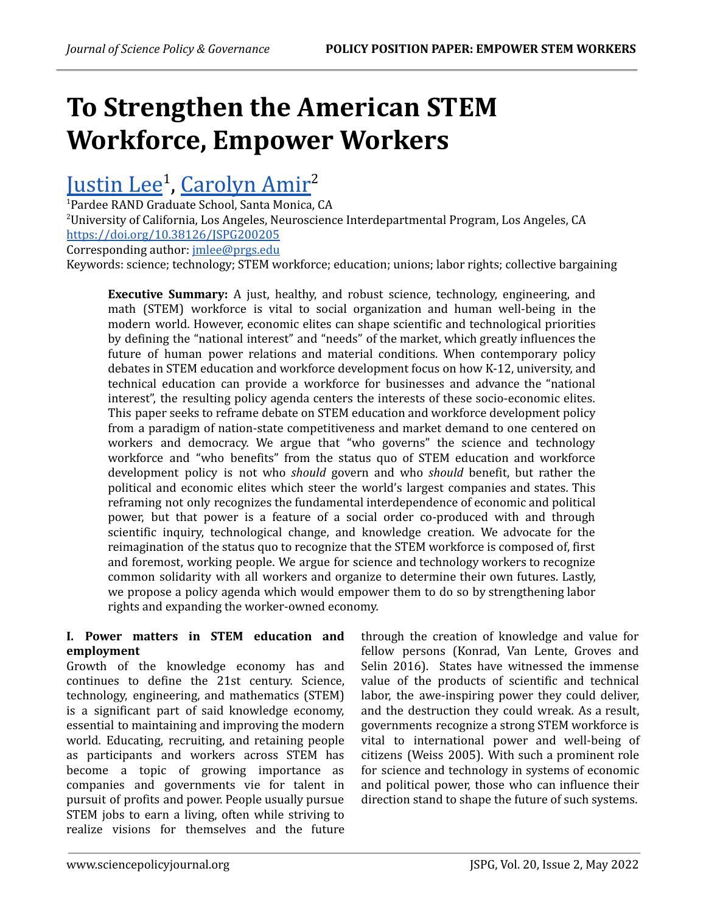# To Strengthen the American STEM Workforce, Empower Workers

## Justin Lee[1], Carolyn Amir[2]

[1]Pardee RAND Graduate School, Santa Monica, CA
[2]University of California, Los Angeles, Neuroscience Interdepartmental Program, Los Angeles, CA
https://doi.org/10.38126/JSPG200205
Corresponding author: jmlee@prgs.edu
Keywords: science; technology; STEM workforce; education; unions; labor rights; collective bargaining

**Executive Summary:** A just, healthy, and robust science, technology, engineering, and math (STEM) workforce is vital to social organization and human well-being in the modern world. However, economic elites can shape scientific and technological priorities by defining the "national interest" and "needs" of the market, which greatly influences the future of human power relations and material conditions. When contemporary policy debates in STEM education and workforce development focus on how K-12, university, and technical education can provide a workforce for businesses and advance the "national interest", the resulting policy agenda centers the interests of these socio-economic elites. This paper seeks to reframe debate on STEM education and workforce development policy from a paradigm of nation-state competitiveness and market demand to one centered on workers and democracy. We argue that "who governs" the science and technology workforce and "who benefits" from the status quo of STEM education and workforce development policy is not who *should* govern and who *should* benefit, but rather the political and economic elites which steer the world's largest companies and states. This reframing not only recognizes the fundamental interdependence of economic and political power, but that power is a feature of a social order co-produced with and through scientific inquiry, technological change, and knowledge creation. We advocate for the reimagination of the status quo to recognize that the STEM workforce is composed of, first and foremost, working people. We argue for science and technology workers to recognize common solidarity with all workers and organize to determine their own futures. Lastly, we propose a policy agenda which would empower them to do so by strengthening labor rights and expanding the worker-owned economy.

### I. Power matters in STEM education and employment

Growth of the knowledge economy has and continues to define the 21st century. Science, technology, engineering, and mathematics (STEM) is a significant part of said knowledge economy, essential to maintaining and improving the modern world. Educating, recruiting, and retaining people as participants and workers across STEM has become a topic of growing importance as companies and governments vie for talent in pursuit of profits and power. People usually pursue STEM jobs to earn a living, often while striving to realize visions for themselves and the future through the creation of knowledge and value for fellow persons (Konrad, Van Lente, Groves and Selin 2016). States have witnessed the immense value of the products of scientific and technical labor, the awe-inspiring power they could deliver, and the destruction they could wreak. As a result, governments recognize a strong STEM workforce is vital to international power and well-being of citizens (Weiss 2005). With such a prominent role for science and technology in systems of economic and political power, those who can influence their direction stand to shape the future of such systems.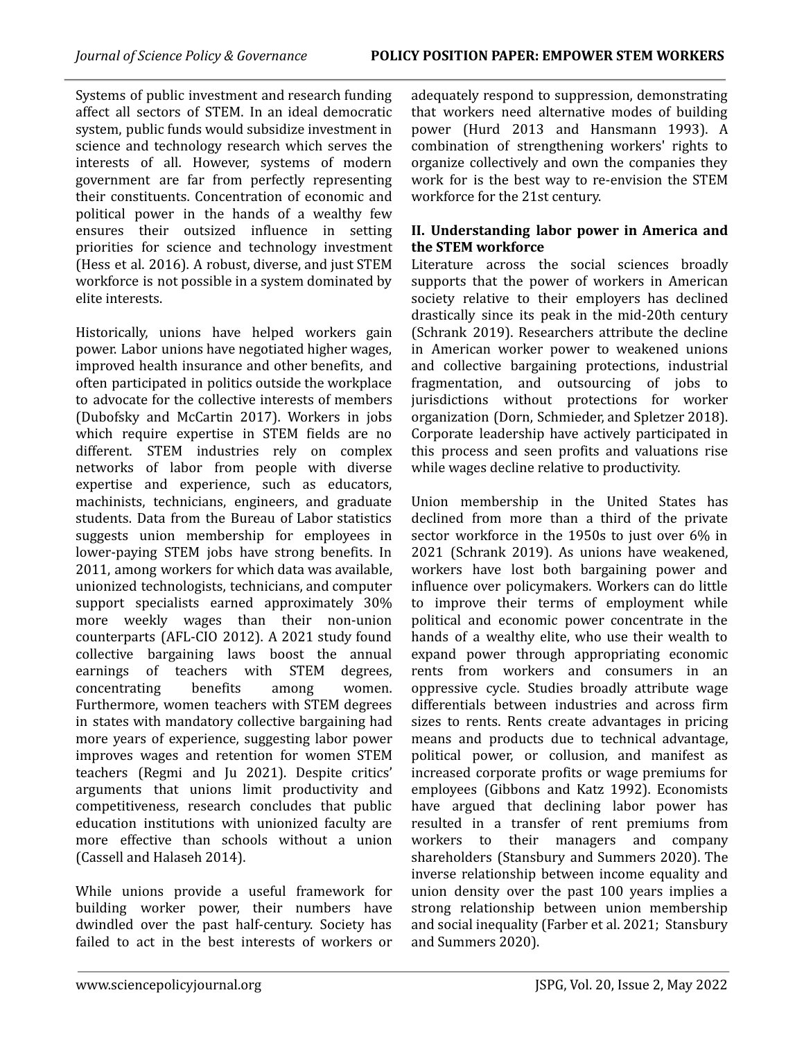Systems of public investment and research funding affect all sectors of STEM. In an ideal democratic system, public funds would subsidize investment in science and technology research which serves the interests of all. However, systems of modern government are far from perfectly representing their constituents. Concentration of economic and political power in the hands of a wealthy few ensures their outsized influence in setting priorities for science and technology investment (Hess et al. 2016). A robust, diverse, and just STEM workforce is not possible in a system dominated by elite interests.

Historically, unions have helped workers gain power. Labor unions have negotiated higher wages, improved health insurance and other benefits, and often participated in politics outside the workplace to advocate for the collective interests of members (Dubofsky and McCartin 2017). Workers in jobs which require expertise in STEM fields are no different. STEM industries rely on complex networks of labor from people with diverse expertise and experience, such as educators, machinists, technicians, engineers, and graduate students. Data from the Bureau of Labor statistics suggests union membership for employees in lower-paying STEM jobs have strong benefits. In 2011, among workers for which data was available, unionized technologists, technicians, and computer support specialists earned approximately 30% more weekly wages than their non-union counterparts (AFL-CIO 2012). A 2021 study found collective bargaining laws boost the annual earnings of teachers with STEM degrees, concentrating benefits among women. Furthermore, women teachers with STEM degrees in states with mandatory collective bargaining had more years of experience, suggesting labor power improves wages and retention for women STEM teachers (Regmi and Ju 2021). Despite critics' arguments that unions limit productivity and competitiveness, research concludes that public education institutions with unionized faculty are more effective than schools without a union (Cassell and Halaseh 2014).

While unions provide a useful framework for building worker power, their numbers have dwindled over the past half-century. Society has failed to act in the best interests of workers or adequately respond to suppression, demonstrating that workers need alternative modes of building power (Hurd 2013 and Hansmann 1993). A combination of strengthening workers' rights to organize collectively and own the companies they work for is the best way to re-envision the STEM workforce for the 21st century.

## II. Understanding labor power in America and the STEM workforce

Literature across the social sciences broadly supports that the power of workers in American society relative to their employers has declined drastically since its peak in the mid-20th century (Schrank 2019). Researchers attribute the decline in American worker power to weakened unions and collective bargaining protections, industrial fragmentation, and outsourcing of jobs to jurisdictions without protections for worker organization (Dorn, Schmieder, and Spletzer 2018). Corporate leadership have actively participated in this process and seen profits and valuations rise while wages decline relative to productivity.

Union membership in the United States has declined from more than a third of the private sector workforce in the 1950s to just over 6% in 2021 (Schrank 2019). As unions have weakened, workers have lost both bargaining power and influence over policymakers. Workers can do little to improve their terms of employment while political and economic power concentrate in the hands of a wealthy elite, who use their wealth to expand power through appropriating economic rents from workers and consumers in an oppressive cycle. Studies broadly attribute wage differentials between industries and across firm sizes to rents. Rents create advantages in pricing means and products due to technical advantage, political power, or collusion, and manifest as increased corporate profits or wage premiums for employees (Gibbons and Katz 1992). Economists have argued that declining labor power has resulted in a transfer of rent premiums from workers to their managers and company shareholders (Stansbury and Summers 2020). The inverse relationship between income equality and union density over the past 100 years implies a strong relationship between union membership and social inequality (Farber et al. 2021; Stansbury and Summers 2020).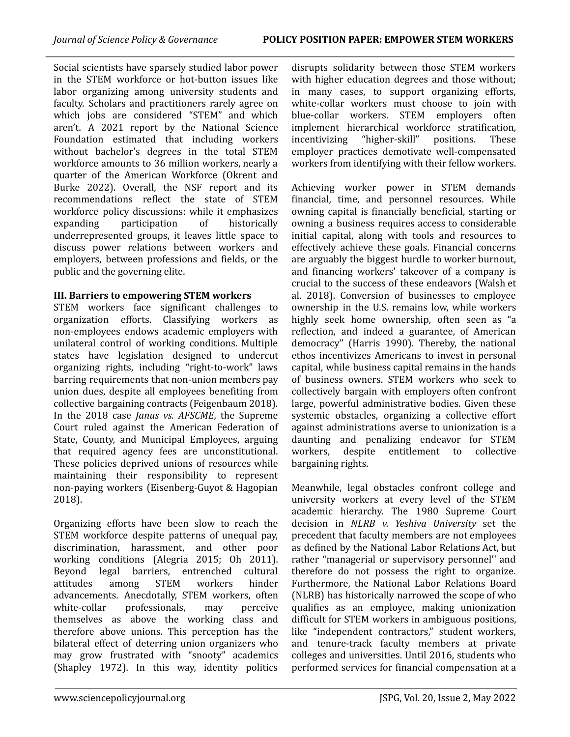Social scientists have sparsely studied labor power in the STEM workforce or hot-button issues like labor organizing among university students and faculty. Scholars and practitioners rarely agree on which jobs are considered "STEM" and which aren't. A 2021 report by the National Science Foundation estimated that including workers without bachelor's degrees in the total STEM workforce amounts to 36 million workers, nearly a quarter of the American Workforce (Okrent and Burke 2022). Overall, the NSF report and its recommendations reflect the state of STEM workforce policy discussions: while it emphasizes expanding participation of historically underrepresented groups, it leaves little space to discuss power relations between workers and employers, between professions and fields, or the public and the governing elite.

### III. Barriers to empowering STEM workers

STEM workers face significant challenges to organization efforts. Classifying workers as non-employees endows academic employers with unilateral control of working conditions. Multiple states have legislation designed to undercut organizing rights, including "right-to-work" laws barring requirements that non-union members pay union dues, despite all employees benefiting from collective bargaining contracts (Feigenbaum 2018). In the 2018 case *Janus vs. AFSCME*, the Supreme Court ruled against the American Federation of State, County, and Municipal Employees, arguing that required agency fees are unconstitutional. These policies deprived unions of resources while maintaining their responsibility to represent non-paying workers (Eisenberg-Guyot & Hagopian 2018).

Organizing efforts have been slow to reach the STEM workforce despite patterns of unequal pay, discrimination, harassment, and other poor working conditions (Alegria 2015; Oh 2011). Beyond legal barriers, entrenched cultural attitudes among STEM workers hinder advancements. Anecdotally, STEM workers, often white-collar professionals, may perceive themselves as above the working class and therefore above unions. This perception has the bilateral effect of deterring union organizers who may grow frustrated with "snooty" academics (Shapley 1972). In this way, identity politics disrupts solidarity between those STEM workers with higher education degrees and those without; in many cases, to support organizing efforts, white-collar workers must choose to join with blue-collar workers. STEM employers often implement hierarchical workforce stratification, incentivizing "higher-skill" positions. These employer practices demotivate well-compensated workers from identifying with their fellow workers.

Achieving worker power in STEM demands financial, time, and personnel resources. While owning capital is financially beneficial, starting or owning a business requires access to considerable initial capital, along with tools and resources to effectively achieve these goals. Financial concerns are arguably the biggest hurdle to worker burnout, and financing workers' takeover of a company is crucial to the success of these endeavors (Walsh et al. 2018). Conversion of businesses to employee ownership in the U.S. remains low, while workers highly seek home ownership, often seen as "a reflection, and indeed a guarantee, of American democracy" (Harris 1990). Thereby, the national ethos incentivizes Americans to invest in personal capital, while business capital remains in the hands of business owners. STEM workers who seek to collectively bargain with employers often confront large, powerful administrative bodies. Given these systemic obstacles, organizing a collective effort against administrations averse to unionization is a daunting and penalizing endeavor for STEM workers, despite entitlement to collective bargaining rights.

Meanwhile, legal obstacles confront college and university workers at every level of the STEM academic hierarchy. The 1980 Supreme Court decision in *NLRB v. Yeshiva University* set the precedent that faculty members are not employees as defined by the National Labor Relations Act, but rather "managerial or supervisory personnel'' and therefore do not possess the right to organize. Furthermore, the National Labor Relations Board (NLRB) has historically narrowed the scope of who qualifies as an employee, making unionization difficult for STEM workers in ambiguous positions, like "independent contractors," student workers, and tenure-track faculty members at private colleges and universities. Until 2016, students who performed services for financial compensation at a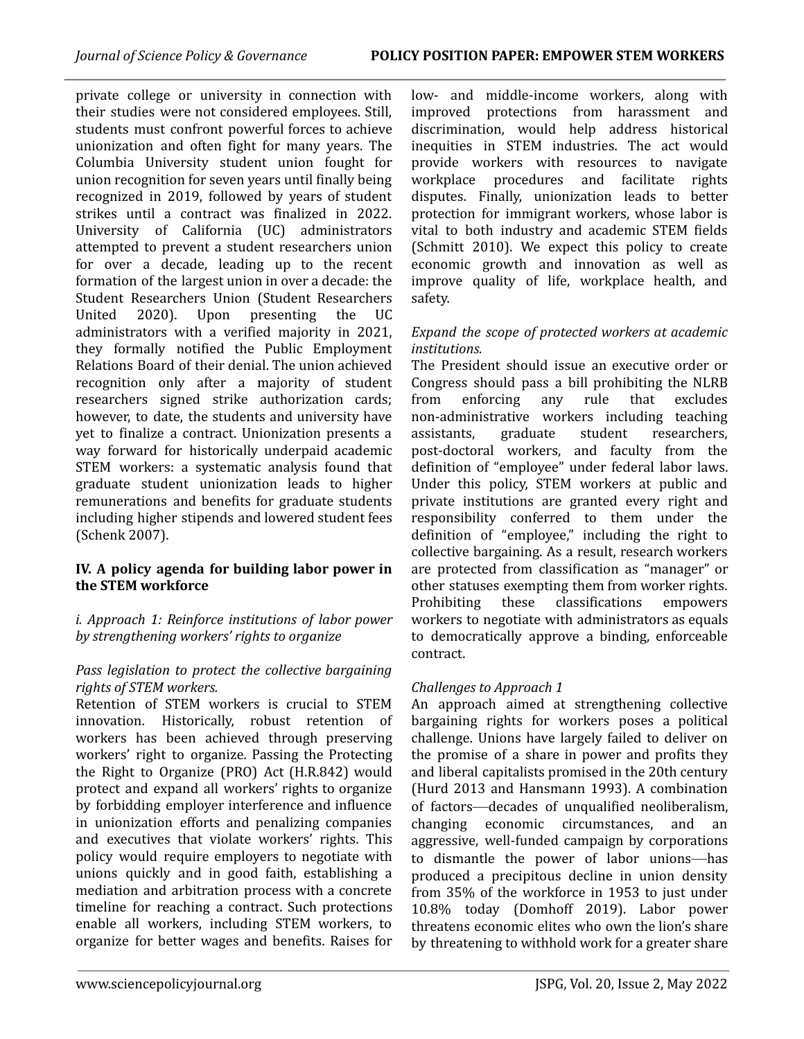private college or university in connection with their studies were not considered employees. Still, students must confront powerful forces to achieve unionization and often fight for many years. The Columbia University student union fought for union recognition for seven years until finally being recognized in 2019, followed by years of student strikes until a contract was finalized in 2022. University of California (UC) administrators attempted to prevent a student researchers union for over a decade, leading up to the recent formation of the largest union in over a decade: the Student Researchers Union (Student Researchers United 2020). Upon presenting the UC administrators with a verified majority in 2021, they formally notified the Public Employment Relations Board of their denial. The union achieved recognition only after a majority of student researchers signed strike authorization cards; however, to date, the students and university have yet to finalize a contract. Unionization presents a way forward for historically underpaid academic STEM workers: a systematic analysis found that graduate student unionization leads to higher remunerations and benefits for graduate students including higher stipends and lowered student fees (Schenk 2007).

## IV. A policy agenda for building labor power in the STEM workforce

### *i. Approach 1: Reinforce institutions of labor power by strengthening workers' rights to organize*

*Pass legislation to protect the collective bargaining rights of STEM workers.*

Retention of STEM workers is crucial to STEM innovation. Historically, robust retention of workers has been achieved through preserving workers' right to organize. Passing the Protecting the Right to Organize (PRO) Act (H.R.842) would protect and expand all workers' rights to organize by forbidding employer interference and influence in unionization efforts and penalizing companies and executives that violate workers' rights. This policy would require employers to negotiate with unions quickly and in good faith, establishing a mediation and arbitration process with a concrete timeline for reaching a contract. Such protections enable all workers, including STEM workers, to organize for better wages and benefits. Raises for low- and middle-income workers, along with improved protections from harassment and discrimination, would help address historical inequities in STEM industries. The act would provide workers with resources to navigate workplace procedures and facilitate rights disputes. Finally, unionization leads to better protection for immigrant workers, whose labor is vital to both industry and academic STEM fields (Schmitt 2010). We expect this policy to create economic growth and innovation as well as improve quality of life, workplace health, and safety.

*Expand the scope of protected workers at academic institutions.*

The President should issue an executive order or Congress should pass a bill prohibiting the NLRB from enforcing any rule that excludes non-administrative workers including teaching assistants, graduate student researchers, post-doctoral workers, and faculty from the definition of "employee" under federal labor laws. Under this policy, STEM workers at public and private institutions are granted every right and responsibility conferred to them under the definition of "employee," including the right to collective bargaining. As a result, research workers are protected from classification as "manager" or other statuses exempting them from worker rights. Prohibiting these classifications empowers workers to negotiate with administrators as equals to democratically approve a binding, enforceable contract.

*Challenges to Approach 1*

An approach aimed at strengthening collective bargaining rights for workers poses a political challenge. Unions have largely failed to deliver on the promise of a share in power and profits they and liberal capitalists promised in the 20th century (Hurd 2013 and Hansmann 1993). A combination of factors—decades of unqualified neoliberalism, changing economic circumstances, and an aggressive, well-funded campaign by corporations to dismantle the power of labor unions—has produced a precipitous decline in union density from 35% of the workforce in 1953 to just under 10.8% today (Domhoff 2019). Labor power threatens economic elites who own the lion's share by threatening to withhold work for a greater share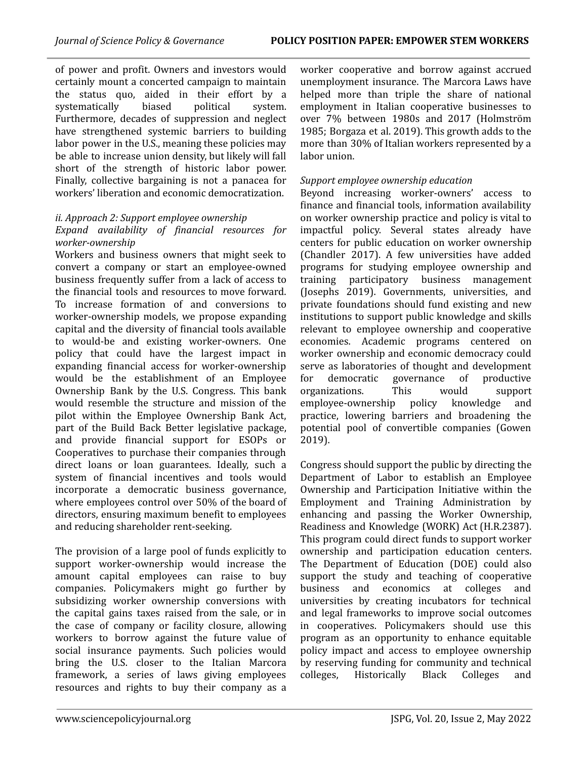of power and profit. Owners and investors would certainly mount a concerted campaign to maintain the status quo, aided in their effort by a systematically biased political system. Furthermore, decades of suppression and neglect have strengthened systemic barriers to building labor power in the U.S., meaning these policies may be able to increase union density, but likely will fall short of the strength of historic labor power. Finally, collective bargaining is not a panacea for workers' liberation and economic democratization.

*ii. Approach 2: Support employee ownership*

*Expand availability of financial resources for worker-ownership*

Workers and business owners that might seek to convert a company or start an employee-owned business frequently suffer from a lack of access to the financial tools and resources to move forward. To increase formation of and conversions to worker-ownership models, we propose expanding capital and the diversity of financial tools available to would-be and existing worker-owners. One policy that could have the largest impact in expanding financial access for worker-ownership would be the establishment of an Employee Ownership Bank by the U.S. Congress. This bank would resemble the structure and mission of the pilot within the Employee Ownership Bank Act, part of the Build Back Better legislative package, and provide financial support for ESOPs or Cooperatives to purchase their companies through direct loans or loan guarantees. Ideally, such a system of financial incentives and tools would incorporate a democratic business governance, where employees control over 50% of the board of directors, ensuring maximum benefit to employees and reducing shareholder rent-seeking.

The provision of a large pool of funds explicitly to support worker-ownership would increase the amount capital employees can raise to buy companies. Policymakers might go further by subsidizing worker ownership conversions with the capital gains taxes raised from the sale, or in the case of company or facility closure, allowing workers to borrow against the future value of social insurance payments. Such policies would bring the U.S. closer to the Italian Marcora framework, a series of laws giving employees resources and rights to buy their company as a worker cooperative and borrow against accrued unemployment insurance. The Marcora Laws have helped more than triple the share of national employment in Italian cooperative businesses to over 7% between 1980s and 2017 (Holmström 1985; Borgaza et al. 2019). This growth adds to the more than 30% of Italian workers represented by a labor union.

*Support employee ownership education*

Beyond increasing worker-owners' access to finance and financial tools, information availability on worker ownership practice and policy is vital to impactful policy. Several states already have centers for public education on worker ownership (Chandler 2017). A few universities have added programs for studying employee ownership and training participatory business management (Josephs 2019). Governments, universities, and private foundations should fund existing and new institutions to support public knowledge and skills relevant to employee ownership and cooperative economies. Academic programs centered on worker ownership and economic democracy could serve as laboratories of thought and development for democratic governance of productive organizations. This would support employee-ownership policy knowledge and practice, lowering barriers and broadening the potential pool of convertible companies (Gowen 2019).

Congress should support the public by directing the Department of Labor to establish an Employee Ownership and Participation Initiative within the Employment and Training Administration by enhancing and passing the Worker Ownership, Readiness and Knowledge (WORK) Act (H.R.2387). This program could direct funds to support worker ownership and participation education centers. The Department of Education (DOE) could also support the study and teaching of cooperative business and economics at colleges and universities by creating incubators for technical and legal frameworks to improve social outcomes in cooperatives. Policymakers should use this program as an opportunity to enhance equitable policy impact and access to employee ownership by reserving funding for community and technical colleges, Historically Black Colleges and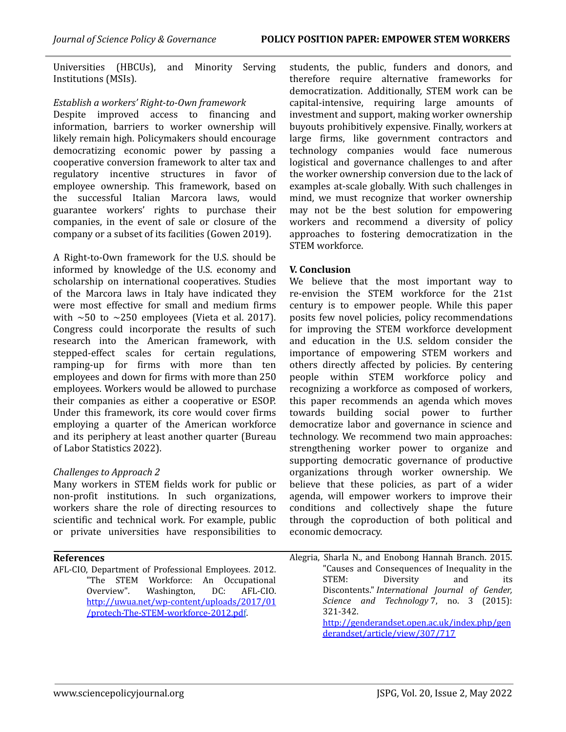Universities (HBCUs), and Minority Serving Institutions (MSIs).

*Establish a workers' Right-to-Own framework*

Despite improved access to financing and information, barriers to worker ownership will likely remain high. Policymakers should encourage democratizing economic power by passing a cooperative conversion framework to alter tax and regulatory incentive structures in favor of employee ownership. This framework, based on the successful Italian Marcora laws, would guarantee workers' rights to purchase their companies, in the event of sale or closure of the company or a subset of its facilities (Gowen 2019).

A Right-to-Own framework for the U.S. should be informed by knowledge of the U.S. economy and scholarship on international cooperatives. Studies of the Marcora laws in Italy have indicated they were most effective for small and medium firms with ~50 to ~250 employees (Vieta et al. 2017). Congress could incorporate the results of such research into the American framework, with stepped-effect scales for certain regulations, ramping-up for firms with more than ten employees and down for firms with more than 250 employees. Workers would be allowed to purchase their companies as either a cooperative or ESOP. Under this framework, its core would cover firms employing a quarter of the American workforce and its periphery at least another quarter (Bureau of Labor Statistics 2022).

*Challenges to Approach 2*

Many workers in STEM fields work for public or non-profit institutions. In such organizations, workers share the role of directing resources to scientific and technical work. For example, public or private universities have responsibilities to students, the public, funders and donors, and therefore require alternative frameworks for democratization. Additionally, STEM work can be capital-intensive, requiring large amounts of investment and support, making worker ownership buyouts prohibitively expensive. Finally, workers at large firms, like government contractors and technology companies would face numerous logistical and governance challenges to and after the worker ownership conversion due to the lack of examples at-scale globally. With such challenges in mind, we must recognize that worker ownership may not be the best solution for empowering workers and recommend a diversity of policy approaches to fostering democratization in the STEM workforce.

## V. Conclusion

We believe that the most important way to re-envision the STEM workforce for the 21st century is to empower people. While this paper posits few novel policies, policy recommendations for improving the STEM workforce development and education in the U.S. seldom consider the importance of empowering STEM workers and others directly affected by policies. By centering people within STEM workforce policy and recognizing a workforce as composed of workers, this paper recommends an agenda which moves towards building social power to further democratize labor and governance in science and technology. We recommend two main approaches: strengthening worker power to organize and supporting democratic governance of productive organizations through worker ownership. We believe that these policies, as part of a wider agenda, will empower workers to improve their conditions and collectively shape the future through the coproduction of both political and economic democracy.

## References

AFL-CIO, Department of Professional Employees. 2012. "The STEM Workforce: An Occupational Overview". Washington, DC: AFL-CIO. http://uwua.net/wp-content/uploads/2017/01/protech-The-STEM-workforce-2012.pdf.

Alegria, Sharla N., and Enobong Hannah Branch. 2015. "Causes and Consequences of Inequality in the STEM: Diversity and its Discontents." *International Journal of Gender, Science and Technology* 7, no. 3 (2015): 321-342. http://genderandset.open.ac.uk/index.php/genderandset/article/view/307/717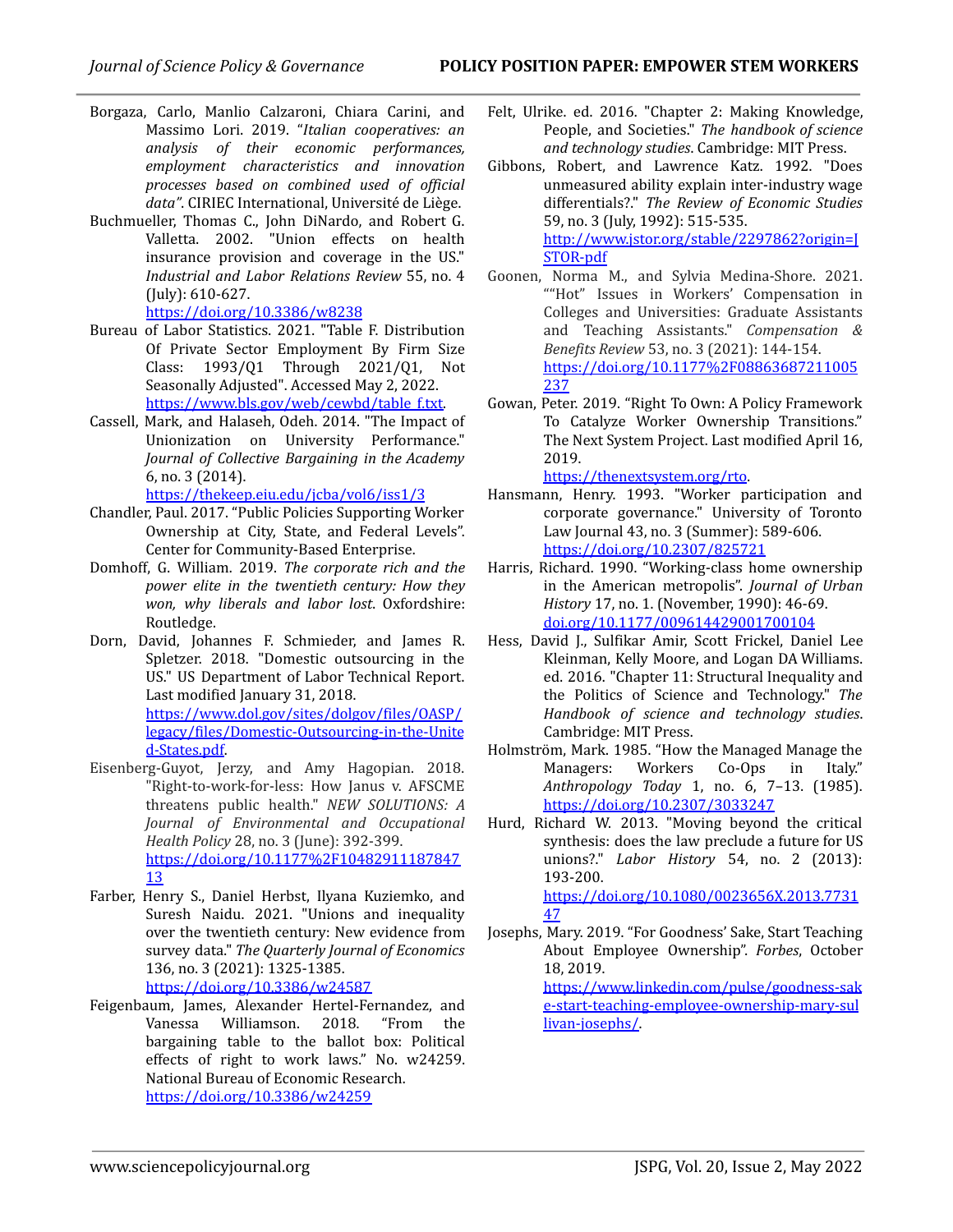Borgaza, Carlo, Manlio Calzaroni, Chiara Carini, and Massimo Lori. 2019. "*Italian cooperatives: an analysis of their economic performances, employment characteristics and innovation processes based on combined used of official data"*. CIRIEC International, Université de Liège.

Buchmueller, Thomas C., John DiNardo, and Robert G. Valletta. 2002. "Union effects on health insurance provision and coverage in the US." *Industrial and Labor Relations Review* 55, no. 4 (July): 610-627. https://doi.org/10.3386/w8238

Bureau of Labor Statistics. 2021. "Table F. Distribution Of Private Sector Employment By Firm Size Class: 1993/Q1 Through 2021/Q1, Not Seasonally Adjusted". Accessed May 2, 2022. https://www.bls.gov/web/cewbd/table_f.txt.

Cassell, Mark, and Halaseh, Odeh. 2014. "The Impact of Unionization on University Performance." *Journal of Collective Bargaining in the Academy* 6, no. 3 (2014). https://thekeep.eiu.edu/jcba/vol6/iss1/3

Chandler, Paul. 2017. "Public Policies Supporting Worker Ownership at City, State, and Federal Levels". Center for Community-Based Enterprise.

Domhoff, G. William. 2019. *The corporate rich and the power elite in the twentieth century: How they won, why liberals and labor lost*. Oxfordshire: Routledge.

Dorn, David, Johannes F. Schmieder, and James R. Spletzer. 2018. "Domestic outsourcing in the US." US Department of Labor Technical Report. Last modified January 31, 2018. https://www.dol.gov/sites/dolgov/files/OASP/legacy/files/Domestic-Outsourcing-in-the-United-States.pdf.

Eisenberg-Guyot, Jerzy, and Amy Hagopian. 2018. "Right-to-work-for-less: How Janus v. AFSCME threatens public health." *NEW SOLUTIONS: A Journal of Environmental and Occupational Health Policy* 28, no. 3 (June): 392-399. https://doi.org/10.1177%2F1048291118784713

Farber, Henry S., Daniel Herbst, Ilyana Kuziemko, and Suresh Naidu. 2021. "Unions and inequality over the twentieth century: New evidence from survey data." *The Quarterly Journal of Economics* 136, no. 3 (2021): 1325-1385. https://doi.org/10.3386/w24587

Feigenbaum, James, Alexander Hertel-Fernandez, and Vanessa Williamson. 2018. "From the bargaining table to the ballot box: Political effects of right to work laws." No. w24259. National Bureau of Economic Research. https://doi.org/10.3386/w24259

Felt, Ulrike. ed. 2016. "Chapter 2: Making Knowledge, People, and Societies." *The handbook of science and technology studies*. Cambridge: MIT Press.

Gibbons, Robert, and Lawrence Katz. 1992. "Does unmeasured ability explain inter-industry wage differentials?." *The Review of Economic Studies* 59, no. 3 (July, 1992): 515-535. http://www.jstor.org/stable/2297862?origin=JSTOR-pdf

Goonen, Norma M., and Sylvia Medina-Shore. 2021. ""Hot" Issues in Workers' Compensation in Colleges and Universities: Graduate Assistants and Teaching Assistants." *Compensation & Benefits Review* 53, no. 3 (2021): 144-154. https://doi.org/10.1177%2F08863687211005237

Gowan, Peter. 2019. "Right To Own: A Policy Framework To Catalyze Worker Ownership Transitions." The Next System Project. Last modified April 16, 2019. https://thenextsystem.org/rto.

Hansmann, Henry. 1993. "Worker participation and corporate governance." University of Toronto Law Journal 43, no. 3 (Summer): 589-606. https://doi.org/10.2307/825721

Harris, Richard. 1990. "Working-class home ownership in the American metropolis". *Journal of Urban History* 17, no. 1. (November, 1990): 46-69. doi.org/10.1177/009614429001700104

Hess, David J., Sulfikar Amir, Scott Frickel, Daniel Lee Kleinman, Kelly Moore, and Logan DA Williams. ed. 2016. "Chapter 11: Structural Inequality and the Politics of Science and Technology." *The Handbook of science and technology studies*. Cambridge: MIT Press.

Holmström, Mark. 1985. "How the Managed Manage the Managers: Workers Co-Ops in Italy." *Anthropology Today* 1, no. 6, 7–13. (1985). https://doi.org/10.2307/3033247

Hurd, Richard W. 2013. "Moving beyond the critical synthesis: does the law preclude a future for US unions?." *Labor History* 54, no. 2 (2013): 193-200. https://doi.org/10.1080/0023656X.2013.773147

Josephs, Mary. 2019. "For Goodness' Sake, Start Teaching About Employee Ownership". *Forbes*, October 18, 2019. https://www.linkedin.com/pulse/goodness-sake-start-teaching-employee-ownership-mary-sullivan-josephs/.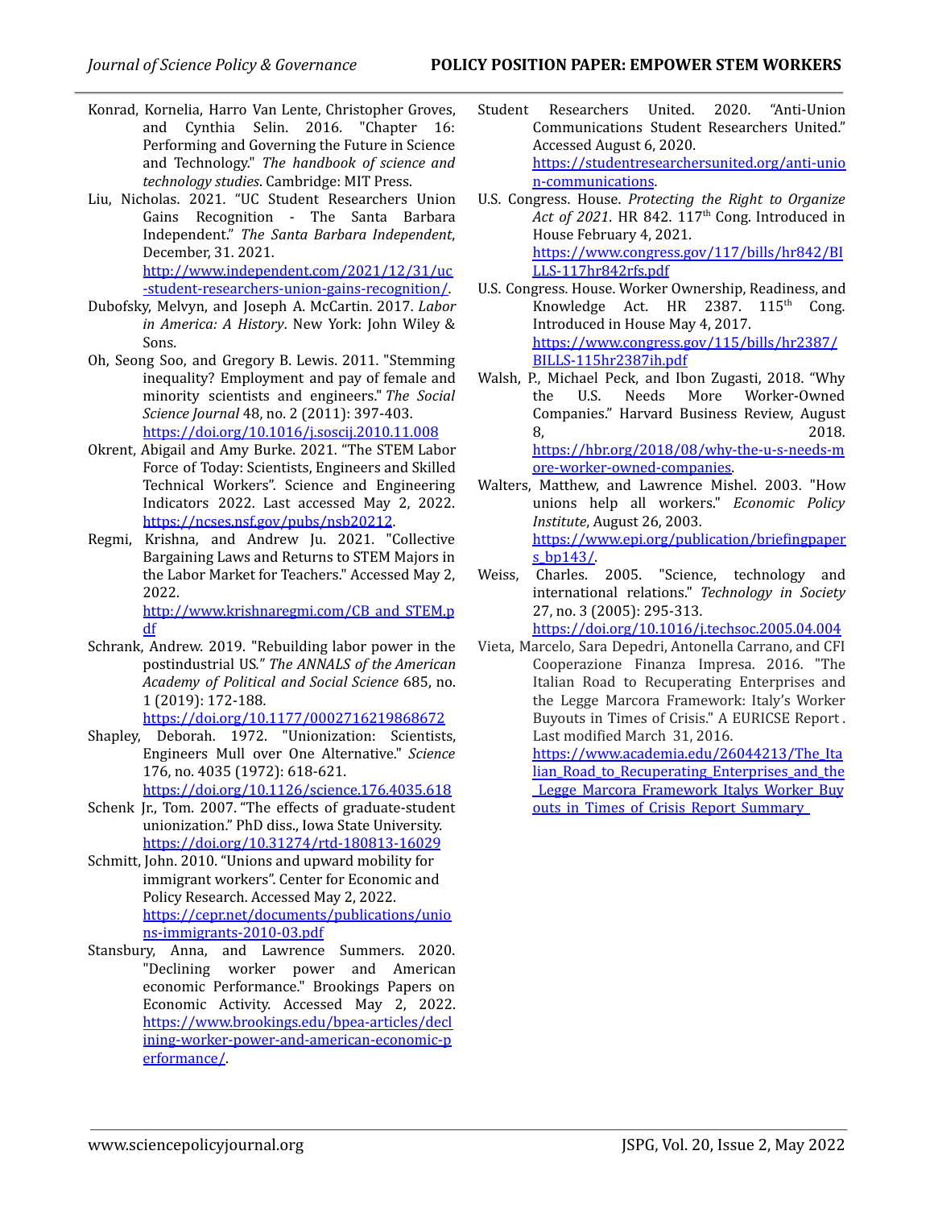Konrad, Kornelia, Harro Van Lente, Christopher Groves, and Cynthia Selin. 2016. "Chapter 16: Performing and Governing the Future in Science and Technology." *The handbook of science and technology studies*. Cambridge: MIT Press.

Liu, Nicholas. 2021. "UC Student Researchers Union Gains Recognition - The Santa Barbara Independent." *The Santa Barbara Independent*, December, 31. 2021. http://www.independent.com/2021/12/31/uc-student-researchers-union-gains-recognition/.

Dubofsky, Melvyn, and Joseph A. McCartin. 2017. *Labor in America: A History*. New York: John Wiley & Sons.

Oh, Seong Soo, and Gregory B. Lewis. 2011. "Stemming inequality? Employment and pay of female and minority scientists and engineers." *The Social Science Journal* 48, no. 2 (2011): 397-403. https://doi.org/10.1016/j.soscij.2010.11.008

Okrent, Abigail and Amy Burke. 2021. "The STEM Labor Force of Today: Scientists, Engineers and Skilled Technical Workers". Science and Engineering Indicators 2022. Last accessed May 2, 2022. https://ncses.nsf.gov/pubs/nsb20212.

Regmi, Krishna, and Andrew Ju. 2021. "Collective Bargaining Laws and Returns to STEM Majors in the Labor Market for Teachers." Accessed May 2, 2022. http://www.krishnaregmi.com/CB_and_STEM.pdf

Schrank, Andrew. 2019. "Rebuilding labor power in the postindustrial US." *The ANNALS of the American Academy of Political and Social Science* 685, no. 1 (2019): 172-188. https://doi.org/10.1177/0002716219868672

Shapley, Deborah. 1972. "Unionization: Scientists, Engineers Mull over One Alternative." *Science* 176, no. 4035 (1972): 618-621. https://doi.org/10.1126/science.176.4035.618

Schenk Jr., Tom. 2007. "The effects of graduate-student unionization." PhD diss., Iowa State University. https://doi.org/10.31274/rtd-180813-16029

Schmitt, John. 2010. "Unions and upward mobility for immigrant workers". Center for Economic and Policy Research. Accessed May 2, 2022. https://cepr.net/documents/publications/unions-immigrants-2010-03.pdf

Stansbury, Anna, and Lawrence Summers. 2020. "Declining worker power and American economic Performance." Brookings Papers on Economic Activity. Accessed May 2, 2022. https://www.brookings.edu/bpea-articles/declining-worker-power-and-american-economic-performance/.

Student Researchers United. 2020. "Anti-Union Communications Student Researchers United." Accessed August 6, 2020. https://studentresearchersunited.org/anti-union-communications.

U.S. Congress. House. *Protecting the Right to Organize Act of 2021*. HR 842. 117th Cong. Introduced in House February 4, 2021. https://www.congress.gov/117/bills/hr842/BILLS-117hr842rfs.pdf

U.S. Congress. House. Worker Ownership, Readiness, and Knowledge Act. HR 2387. 115th Cong. Introduced in House May 4, 2017. https://www.congress.gov/115/bills/hr2387/BILLS-115hr2387ih.pdf

Walsh, P., Michael Peck, and Ibon Zugasti, 2018. "Why the U.S. Needs More Worker-Owned Companies." Harvard Business Review, August 8, 2018. https://hbr.org/2018/08/why-the-u-s-needs-more-worker-owned-companies.

Walters, Matthew, and Lawrence Mishel. 2003. "How unions help all workers." *Economic Policy Institute*, August 26, 2003. https://www.epi.org/publication/briefingpapers_bp143/.

Weiss, Charles. 2005. "Science, technology and international relations." *Technology in Society* 27, no. 3 (2005): 295-313. https://doi.org/10.1016/j.techsoc.2005.04.004

Vieta, Marcelo, Sara Depedri, Antonella Carrano, and CFI Cooperazione Finanza Impresa. 2016. "The Italian Road to Recuperating Enterprises and the Legge Marcora Framework: Italy's Worker Buyouts in Times of Crisis." A EURICSE Report . Last modified March 31, 2016. https://www.academia.edu/26044213/The_Italian_Road_to_Recuperating_Enterprises_and_the_Legge_Marcora_Framework_Italys_Worker_Buyouts_in_Times_of_Crisis_Report_Summary_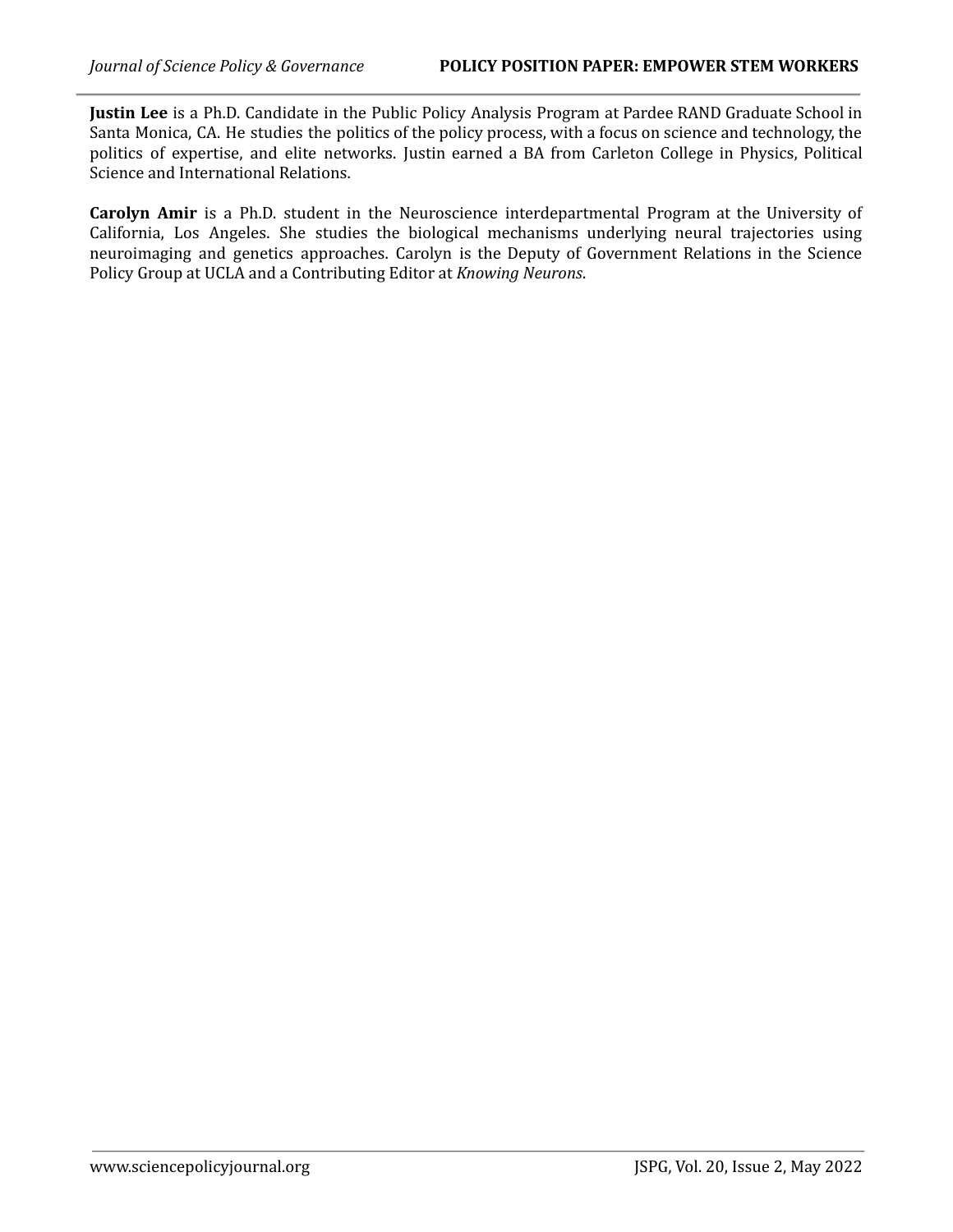**Justin Lee** is a Ph.D. Candidate in the Public Policy Analysis Program at Pardee RAND Graduate School in Santa Monica, CA. He studies the politics of the policy process, with a focus on science and technology, the politics of expertise, and elite networks. Justin earned a BA from Carleton College in Physics, Political Science and International Relations.

**Carolyn Amir** is a Ph.D. student in the Neuroscience interdepartmental Program at the University of California, Los Angeles. She studies the biological mechanisms underlying neural trajectories using neuroimaging and genetics approaches. Carolyn is the Deputy of Government Relations in the Science Policy Group at UCLA and a Contributing Editor at *Knowing Neurons*.